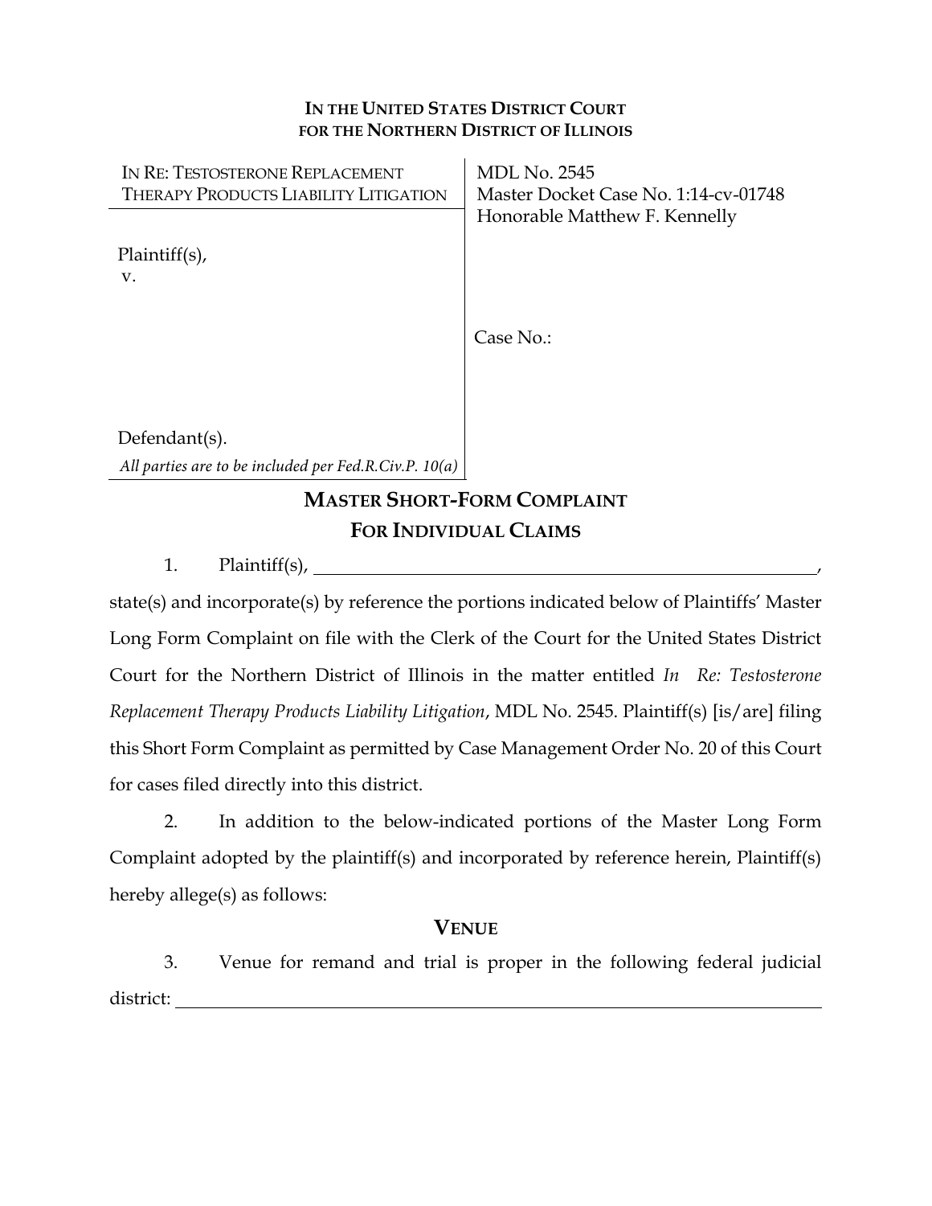**IN THE UNITED STATES DISTRICT COURT**
**FOR THE NORTHERN DISTRICT OF ILLINOIS**

| IN RE: TESTOSTERONE REPLACEMENT THERAPY PRODUCTS LIABILITY LITIGATION | MDL No. 2545<br>Master Docket Case No. 1:14-cv-01748<br>Honorable Matthew F. Kennelly |
|---|---|
| Plaintiff(s),<br>v.<br><br><br><br>Defendant(s).<br>*All parties are to be included per Fed.R.Civ.P. 10(a)* | Case No.: |

## MASTER SHORT-FORM COMPLAINT
## FOR INDIVIDUAL CLAIMS

1. Plaintiff(s), \_\_\_\_\_\_\_\_\_\_\_\_\_\_\_\_\_\_\_\_\_\_\_\_\_\_\_\_\_\_\_\_\_\_\_\_\_\_\_\_\_\_\_\_\_\_\_\_\_\_\_\_\_\_, state(s) and incorporate(s) by reference the portions indicated below of Plaintiffs' Master Long Form Complaint on file with the Clerk of the Court for the United States District Court for the Northern District of Illinois in the matter entitled *In Re: Testosterone Replacement Therapy Products Liability Litigation*, MDL No. 2545. Plaintiff(s) [is/are] filing this Short Form Complaint as permitted by Case Management Order No. 20 of this Court for cases filed directly into this district.

2. In addition to the below-indicated portions of the Master Long Form Complaint adopted by the plaintiff(s) and incorporated by reference herein, Plaintiff(s) hereby allege(s) as follows:

### VENUE

3. Venue for remand and trial is proper in the following federal judicial district: \_\_\_\_\_\_\_\_\_\_\_\_\_\_\_\_\_\_\_\_\_\_\_\_\_\_\_\_\_\_\_\_\_\_\_\_\_\_\_\_\_\_\_\_\_\_\_\_\_\_\_\_\_\_\_\_\_\_\_\_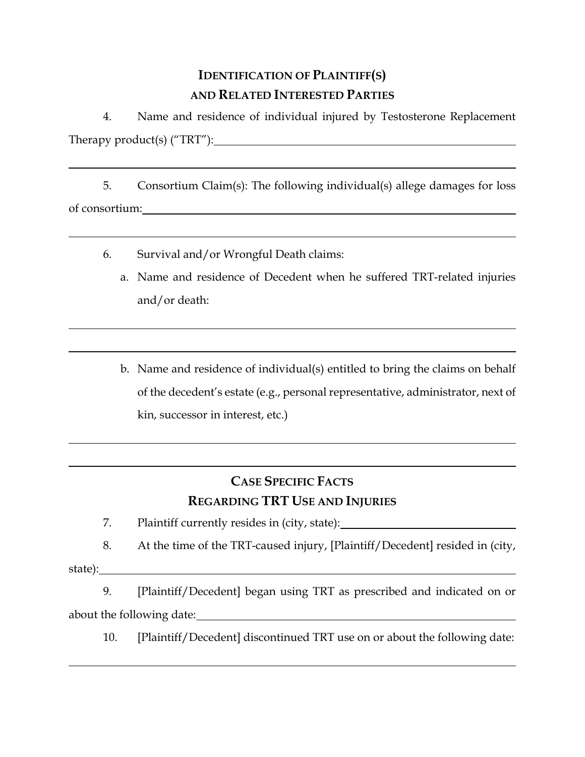## IDENTIFICATION OF PLAINTIFF(S) AND RELATED INTERESTED PARTIES

4. Name and residence of individual injured by Testosterone Replacement Therapy product(s) ("TRT"): ______________________________________________

______________________________________________________________________

5. Consortium Claim(s): The following individual(s) allege damages for loss of consortium: ______________________________________________________

______________________________________________________________________

6. Survival and/or Wrongful Death claims:

   a. Name and residence of Decedent when he suffered TRT-related injuries and/or death:

______________________________________________________________________

______________________________________________________________________

   b. Name and residence of individual(s) entitled to bring the claims on behalf of the decedent's estate (e.g., personal representative, administrator, next of kin, successor in interest, etc.)

______________________________________________________________________

______________________________________________________________________

## CASE SPECIFIC FACTS REGARDING TRT USE AND INJURIES

7. Plaintiff currently resides in (city, state): ______________________________

8. At the time of the TRT-caused injury, [Plaintiff/Decedent] resided in (city, state): ______________________________________________________________

9. [Plaintiff/Decedent] began using TRT as prescribed and indicated on or about the following date: ____________________________________________

10. [Plaintiff/Decedent] discontinued TRT use on or about the following date:

______________________________________________________________________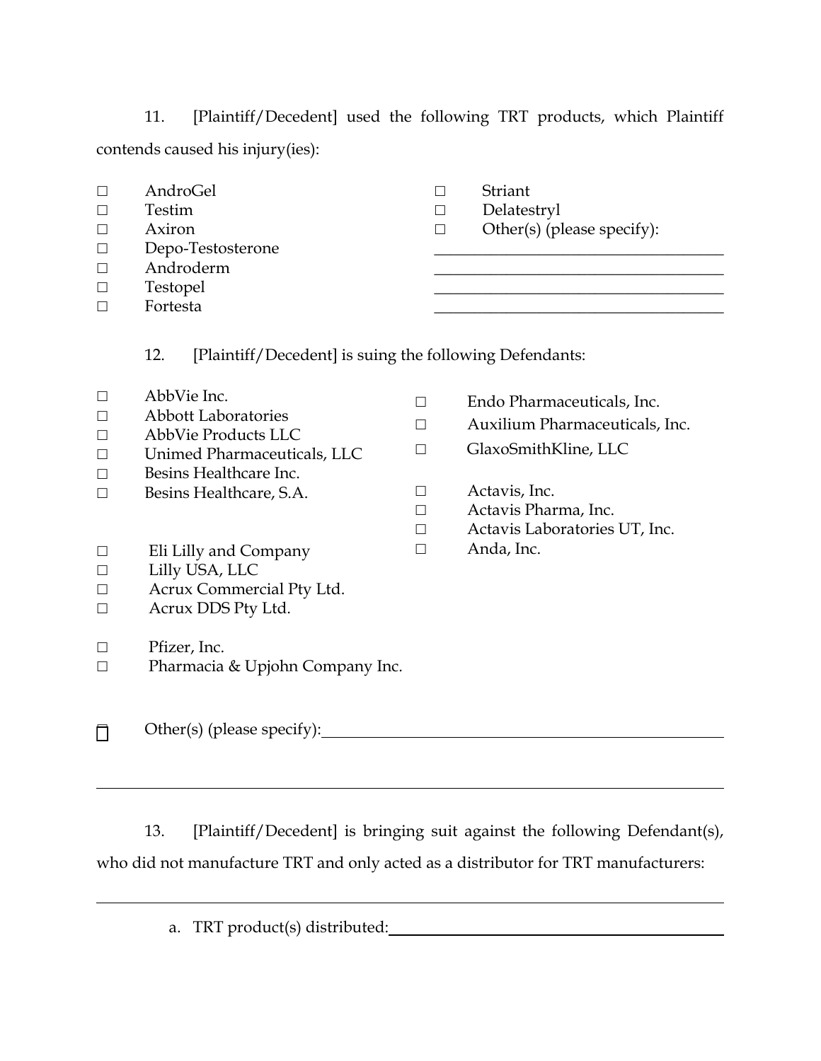11. [Plaintiff/Decedent] used the following TRT products, which Plaintiff contends caused his injury(ies):

- ☐ AndroGel
- ☐ Testim
- ☐ Axiron
- ☐ Depo-Testosterone
- ☐ Androderm
- ☐ Testopel
- ☐ Fortesta
- ☐ Striant
- ☐ Delatestryl
- ☐ Other(s) (please specify):

____________________________________

____________________________________

____________________________________

____________________________________

12. [Plaintiff/Decedent] is suing the following Defendants:

- ☐ AbbVie Inc.
- ☐ Abbott Laboratories
- ☐ AbbVie Products LLC
- ☐ Unimed Pharmaceuticals, LLC
- ☐ Besins Healthcare Inc.
- ☐ Besins Healthcare, S.A.

- ☐ Eli Lilly and Company
- ☐ Lilly USA, LLC
- ☐ Acrux Commercial Pty Ltd.
- ☐ Acrux DDS Pty Ltd.

- ☐ Pfizer, Inc.
- ☐ Pharmacia & Upjohn Company Inc.

- ☐ Endo Pharmaceuticals, Inc.
- ☐ Auxilium Pharmaceuticals, Inc.
- ☐ GlaxoSmithKline, LLC

- ☐ Actavis, Inc.
- ☐ Actavis Pharma, Inc.
- ☐ Actavis Laboratories UT, Inc.
- ☐ Anda, Inc.

☐ Other(s) (please specify): ____________________________________

____________________________________________________________

13. [Plaintiff/Decedent] is bringing suit against the following Defendant(s), who did not manufacture TRT and only acted as a distributor for TRT manufacturers:

____________________________________________________________

a. TRT product(s) distributed: ____________________________________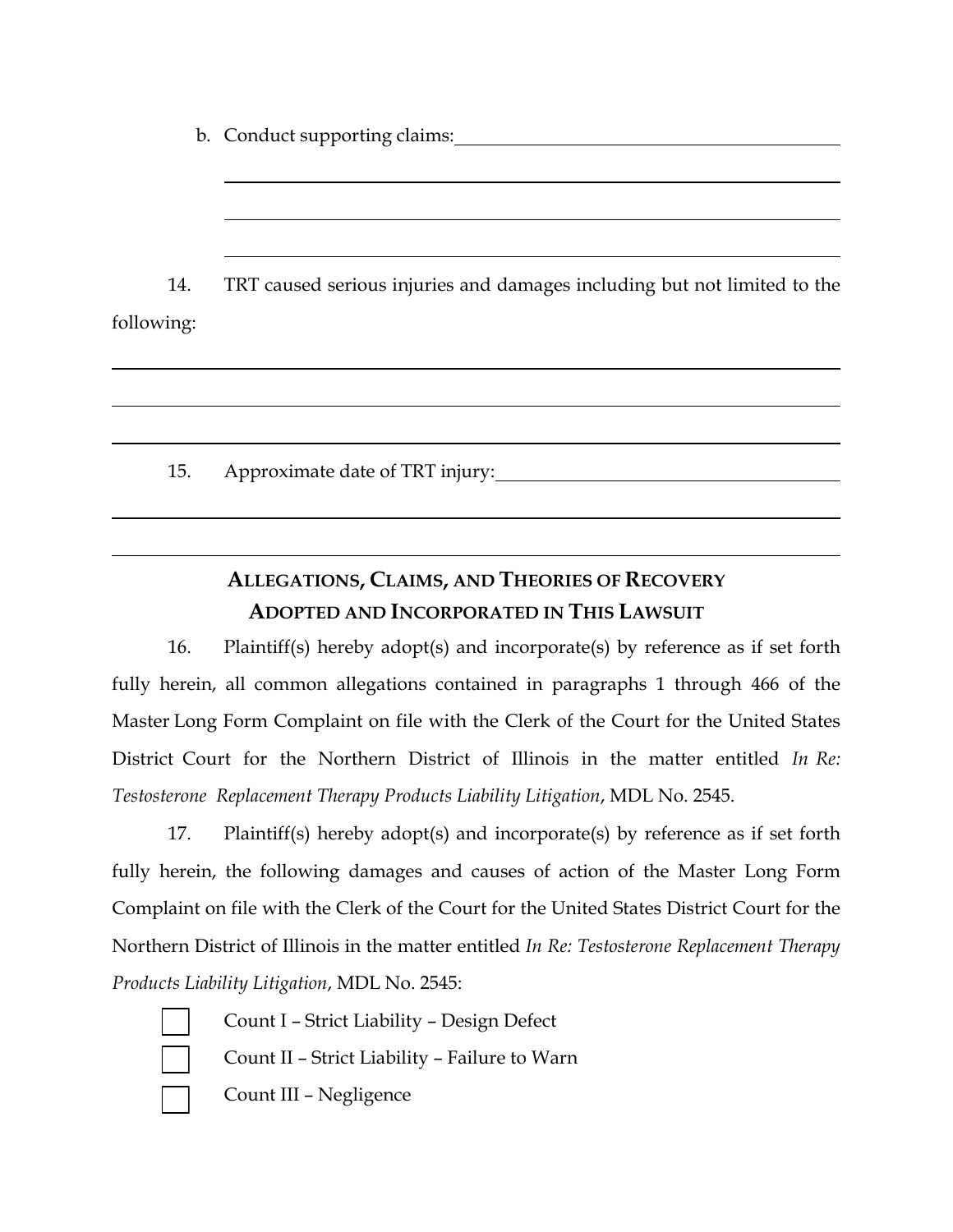b. Conduct supporting claims: ______________________________________________

_____________________________________________________________

_____________________________________________________________

_____________________________________________________________

14. TRT caused serious injuries and damages including but not limited to the following:

_____________________________________________________________

_____________________________________________________________

_____________________________________________________________

15. Approximate date of TRT injury: ______________________________________

_____________________________________________________________

_____________________________________________________________

## ALLEGATIONS, CLAIMS, AND THEORIES OF RECOVERY ADOPTED AND INCORPORATED IN THIS LAWSUIT

16. Plaintiff(s) hereby adopt(s) and incorporate(s) by reference as if set forth fully herein, all common allegations contained in paragraphs 1 through 466 of the Master Long Form Complaint on file with the Clerk of the Court for the United States District Court for the Northern District of Illinois in the matter entitled *In Re: Testosterone Replacement Therapy Products Liability Litigation*, MDL No. 2545.

17. Plaintiff(s) hereby adopt(s) and incorporate(s) by reference as if set forth fully herein, the following damages and causes of action of the Master Long Form Complaint on file with the Clerk of the Court for the United States District Court for the Northern District of Illinois in the matter entitled *In Re: Testosterone Replacement Therapy Products Liability Litigation*, MDL No. 2545:

- ☐ Count I – Strict Liability – Design Defect
- ☐ Count II – Strict Liability – Failure to Warn
- ☐ Count III – Negligence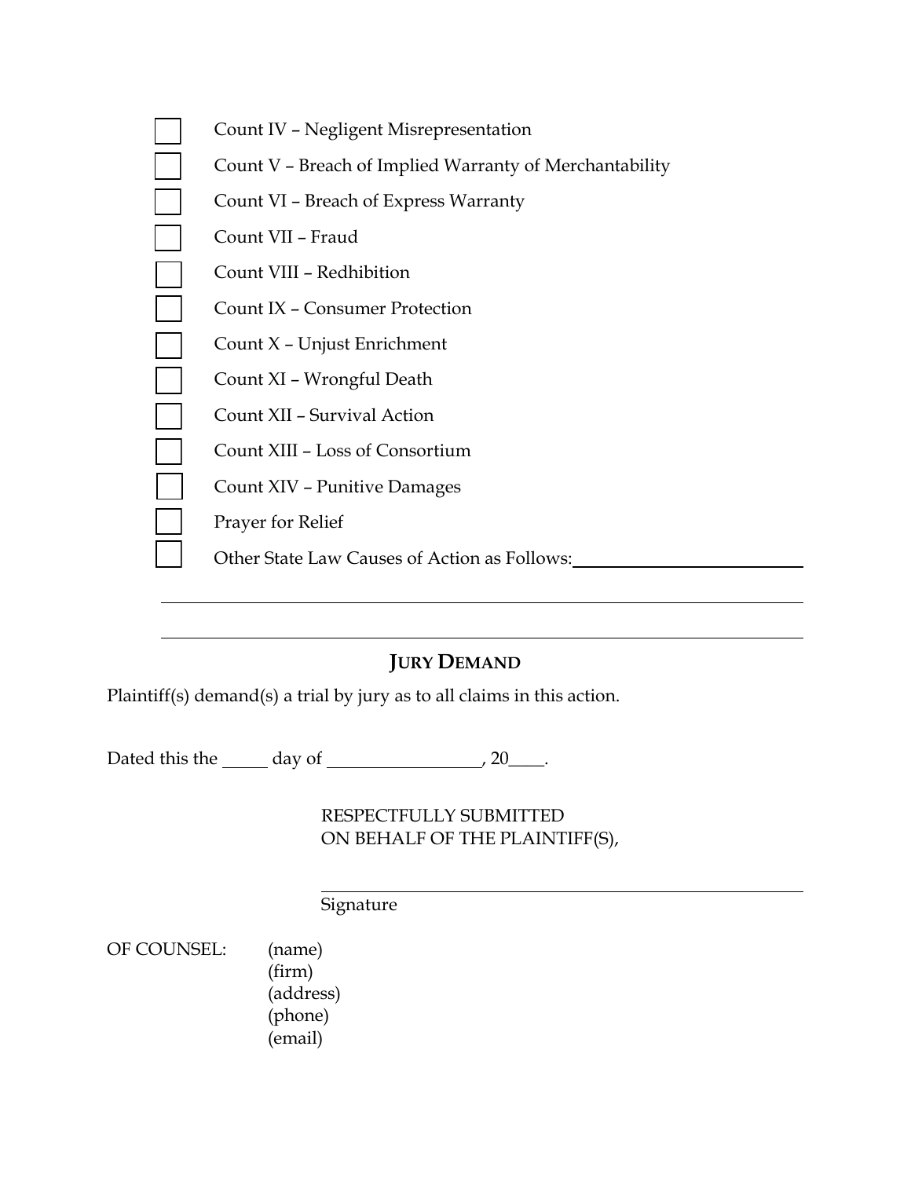- [ ] Count IV – Negligent Misrepresentation
- [ ] Count V – Breach of Implied Warranty of Merchantability
- [ ] Count VI – Breach of Express Warranty
- [ ] Count VII – Fraud
- [ ] Count VIII – Redhibition
- [ ] Count IX – Consumer Protection
- [ ] Count X – Unjust Enrichment
- [ ] Count XI – Wrongful Death
- [ ] Count XII – Survival Action
- [ ] Count XIII – Loss of Consortium
- [ ] Count XIV – Punitive Damages
- [ ] Prayer for Relief
- [ ] Other State Law Causes of Action as Follows: ______________________________

______________________________________________________________________________

______________________________________________________________________________

## JURY DEMAND

Plaintiff(s) demand(s) a trial by jury as to all claims in this action.

Dated this the _____ day of _________________, 20____.

RESPECTFULLY SUBMITTED
ON BEHALF OF THE PLAINTIFF(S),

______________________________________________
Signature

OF COUNSEL: (name)
(firm)
(address)
(phone)
(email)